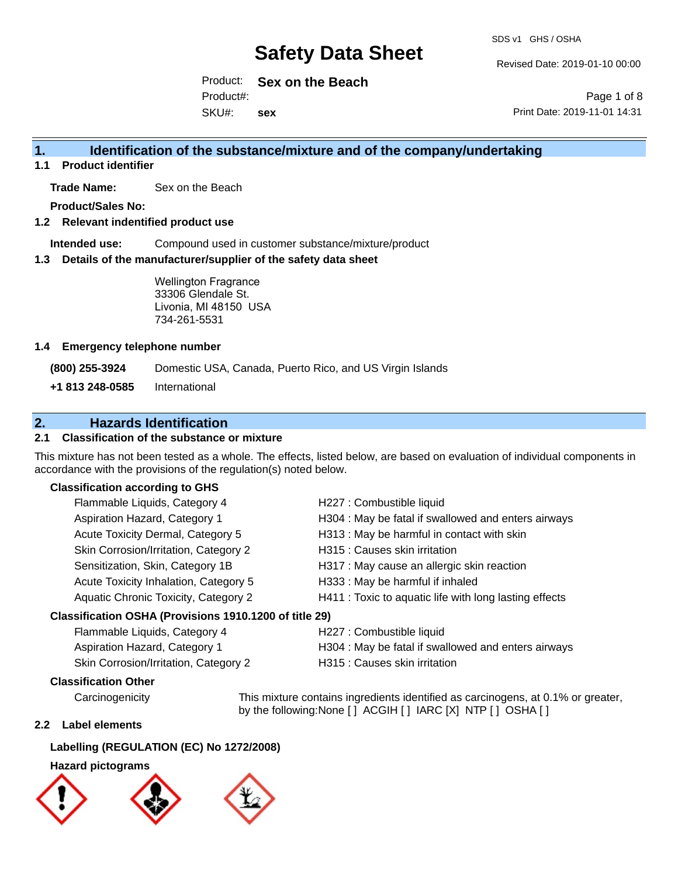# Safety Data Sheet

SDS v1 GHS / OSHA

Revised Date: 2019-01-10 00:00

Product: **Sex on the Beach**
Product#:
SKU#: **sex**

Print Date: 2019-11-01 14:31

## 1. Identification of the substance/mixture and of the company/undertaking

### 1.1 Product identifier

**Trade Name:** Sex on the Beach

**Product/Sales No:**

### 1.2 Relevant indentified product use

**Intended use:** Compound used in customer substance/mixture/product

### 1.3 Details of the manufacturer/supplier of the safety data sheet

Wellington Fragrance
33306 Glendale St.
Livonia, MI 48150 USA
734-261-5531

### 1.4 Emergency telephone number

**(800) 255-3924** Domestic USA, Canada, Puerto Rico, and US Virgin Islands

**+1 813 248-0585** International

## 2. Hazards Identification

### 2.1 Classification of the substance or mixture

This mixture has not been tested as a whole. The effects, listed below, are based on evaluation of individual components in accordance with the provisions of the regulation(s) noted below.

**Classification according to GHS**

| | |
|---|---|
| Flammable Liquids, Category 4 | H227 : Combustible liquid |
| Aspiration Hazard, Category 1 | H304 : May be fatal if swallowed and enters airways |
| Acute Toxicity Dermal, Category 5 | H313 : May be harmful in contact with skin |
| Skin Corrosion/Irritation, Category 2 | H315 : Causes skin irritation |
| Sensitization, Skin, Category 1B | H317 : May cause an allergic skin reaction |
| Acute Toxicity Inhalation, Category 5 | H333 : May be harmful if inhaled |
| Aquatic Chronic Toxicity, Category 2 | H411 : Toxic to aquatic life with long lasting effects |

**Classification OSHA (Provisions 1910.1200 of title 29)**

| | |
|---|---|
| Flammable Liquids, Category 4 | H227 : Combustible liquid |
| Aspiration Hazard, Category 1 | H304 : May be fatal if swallowed and enters airways |
| Skin Corrosion/Irritation, Category 2 | H315 : Causes skin irritation |

**Classification Other**

Carcinogenicity: This mixture contains ingredients identified as carcinogens, at 0.1% or greater, by the following:None [ ] ACGIH [ ] IARC [X] NTP [ ] OSHA [ ]

### 2.2 Label elements

**Labelling (REGULATION (EC) No 1272/2008)**

**Hazard pictograms**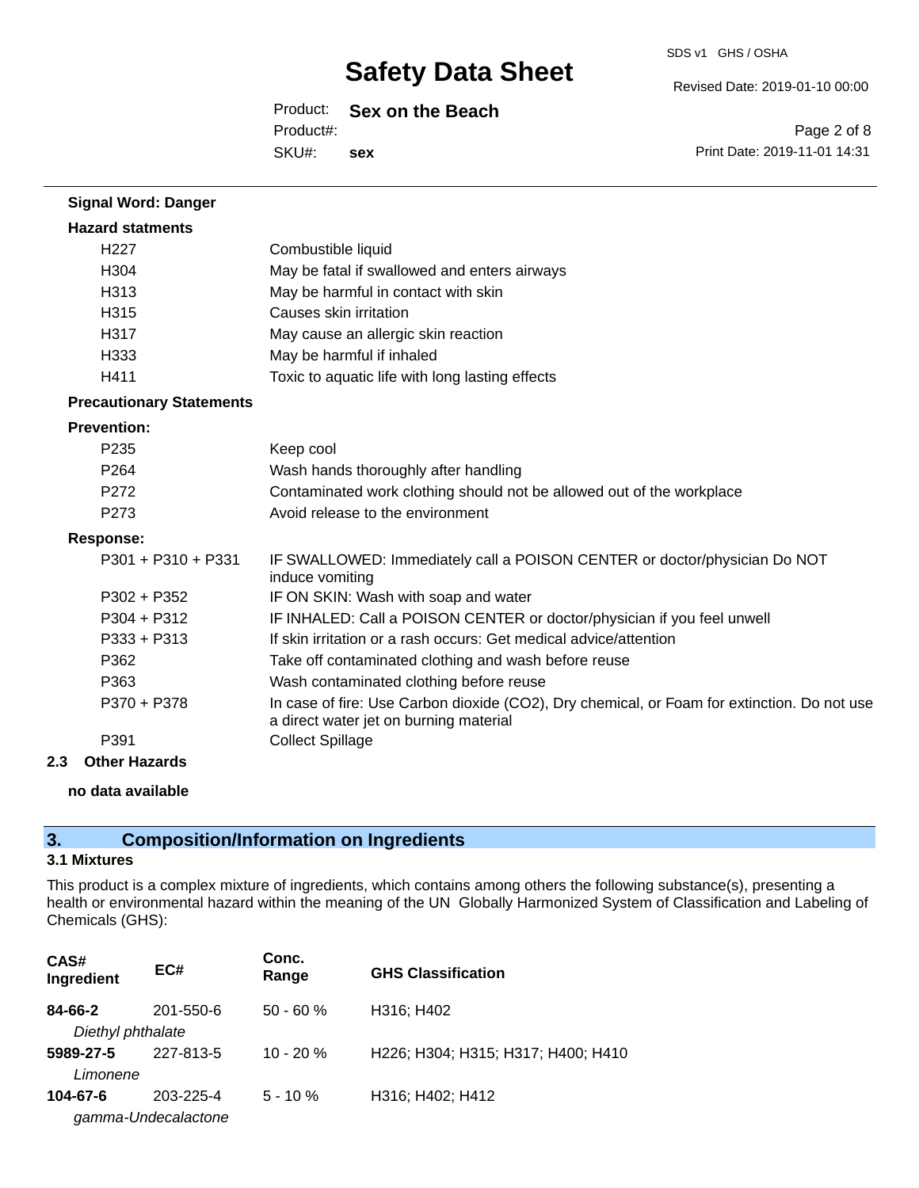**Signal Word: Danger**

**Hazard statments**

| | |
|---|---|
| H227 | Combustible liquid |
| H304 | May be fatal if swallowed and enters airways |
| H313 | May be harmful in contact with skin |
| H315 | Causes skin irritation |
| H317 | May cause an allergic skin reaction |
| H333 | May be harmful if inhaled |
| H411 | Toxic to aquatic life with long lasting effects |

**Precautionary Statements**

**Prevention:**

| | |
|---|---|
| P235 | Keep cool |
| P264 | Wash hands thoroughly after handling |
| P272 | Contaminated work clothing should not be allowed out of the workplace |
| P273 | Avoid release to the environment |

**Response:**

| | |
|---|---|
| P301 + P310 + P331 | IF SWALLOWED: Immediately call a POISON CENTER or doctor/physician Do NOT induce vomiting |
| P302 + P352 | IF ON SKIN: Wash with soap and water |
| P304 + P312 | IF INHALED: Call a POISON CENTER or doctor/physician if you feel unwell |
| P333 + P313 | If skin irritation or a rash occurs: Get medical advice/attention |
| P362 | Take off contaminated clothing and wash before reuse |
| P363 | Wash contaminated clothing before reuse |
| P370 + P378 | In case of fire: Use Carbon dioxide ($CO_2$), Dry chemical, or Foam for extinction. Do not use a direct water jet on burning material |
| P391 | Collect Spillage |

**2.3 Other Hazards**

**no data available**

## 3. Composition/Information on Ingredients

**3.1 Mixtures**

This product is a complex mixture of ingredients, which contains among others the following substance(s), presenting a health or environmental hazard within the meaning of the UN Globally Harmonized System of Classification and Labeling of Chemicals (GHS):

| CAS# Ingredient | EC# | Conc. Range | GHS Classification |
|---|---|---|---|
| **84-66-2** *Diethyl phthalate* | 201-550-6 | 50 - 60 % | H316; H402 |
| **5989-27-5** *Limonene* | 227-813-5 | 10 - 20 % | H226; H304; H315; H317; H400; H410 |
| **104-67-6** *gamma-Undecalactone* | 203-225-4 | 5 - 10 % | H316; H402; H412 |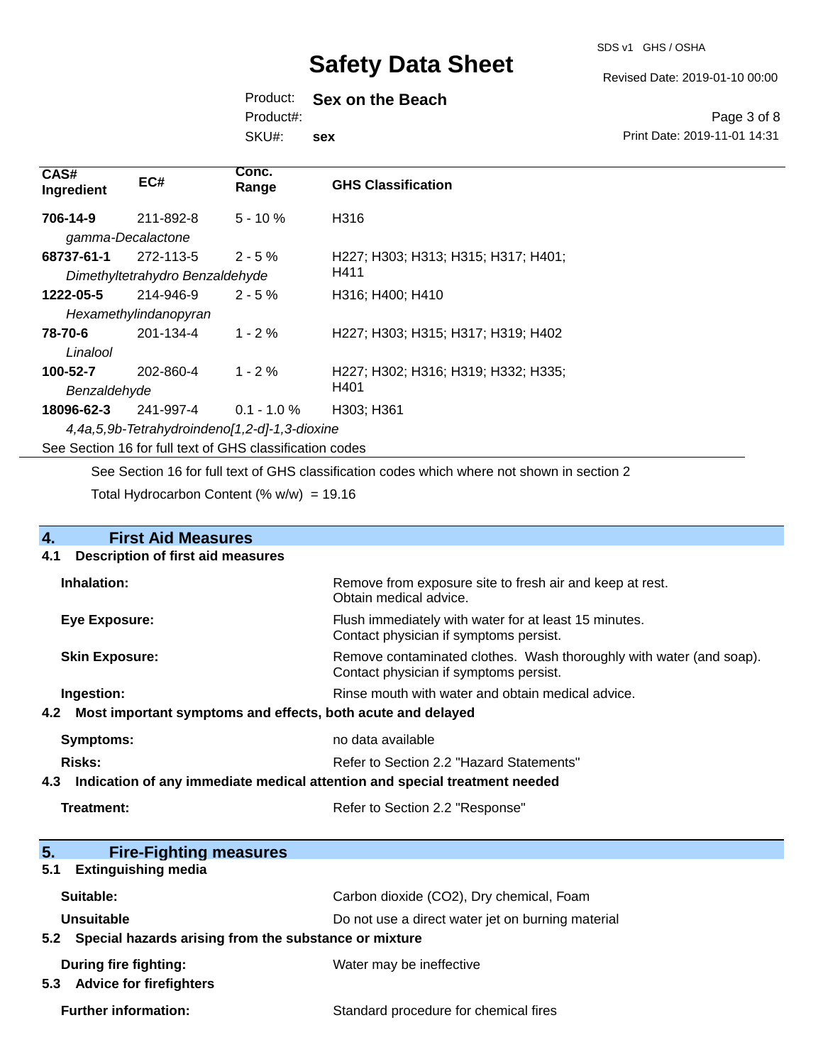| CAS# Ingredient | EC# | Conc. Range | GHS Classification |
|---|---|---|---|
| **706-14-9** *gamma-Decalactone* | 211-892-8 | 5 - 10 % | H316 |
| **68737-61-1** *Dimethyltetrahydro Benzaldehyde* | 272-113-5 | 2 - 5 % | H227; H303; H313; H315; H317; H401; H411 |
| **1222-05-5** *Hexamethylindanopyran* | 214-946-9 | 2 - 5 % | H316; H400; H410 |
| **78-70-6** *Linalool* | 201-134-4 | 1 - 2 % | H227; H303; H315; H317; H319; H402 |
| **100-52-7** *Benzaldehyde* | 202-860-4 | 1 - 2 % | H227; H302; H316; H319; H332; H335; H401 |
| **18096-62-3** *4,4a,5,9b-Tetrahydroindeno[1,2-d]-1,3-dioxine* | 241-997-4 | 0.1 - 1.0 % | H303; H361 |

See Section 16 for full text of GHS classification codes

See Section 16 for full text of GHS classification codes which where not shown in section 2

Total Hydrocarbon Content (% w/w) = 19.16

## 4. First Aid Measures

### 4.1 Description of first aid measures

**Inhalation:** Remove from exposure site to fresh air and keep at rest. Obtain medical advice.

**Eye Exposure:** Flush immediately with water for at least 15 minutes. Contact physician if symptoms persist.

**Skin Exposure:** Remove contaminated clothes. Wash thoroughly with water (and soap). Contact physician if symptoms persist.

**Ingestion:** Rinse mouth with water and obtain medical advice.

### 4.2 Most important symptoms and effects, both acute and delayed

**Symptoms:** no data available

**Risks:** Refer to Section 2.2 "Hazard Statements"

### 4.3 Indication of any immediate medical attention and special treatment needed

**Treatment:** Refer to Section 2.2 "Response"

## 5. Fire-Fighting measures

### 5.1 Extinguishing media

**Suitable:** Carbon dioxide ($CO_2$), Dry chemical, Foam

**Unsuitable** Do not use a direct water jet on burning material

### 5.2 Special hazards arising from the substance or mixture

**During fire fighting:** Water may be ineffective

### 5.3 Advice for firefighters

**Further information:** Standard procedure for chemical fires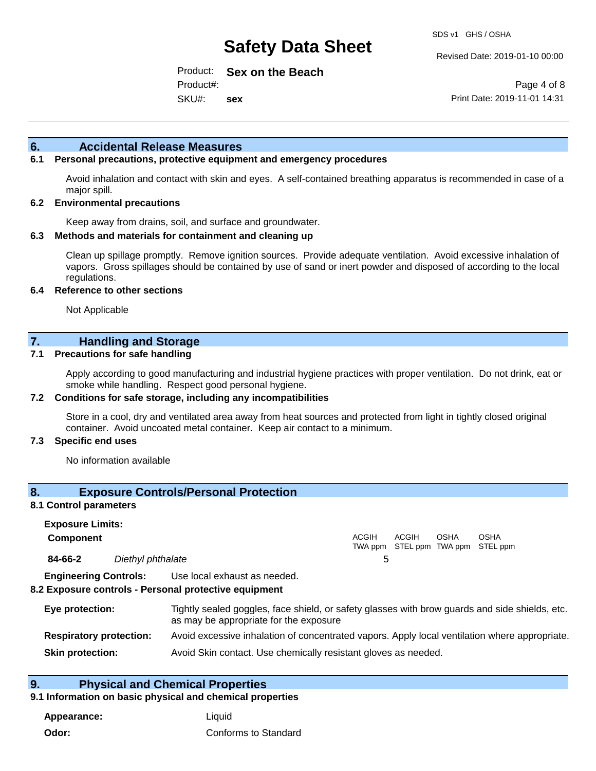## 6. Accidental Release Measures

### 6.1 Personal precautions, protective equipment and emergency procedures

Avoid inhalation and contact with skin and eyes. A self-contained breathing apparatus is recommended in case of a major spill.

### 6.2 Environmental precautions

Keep away from drains, soil, and surface and groundwater.

### 6.3 Methods and materials for containment and cleaning up

Clean up spillage promptly. Remove ignition sources. Provide adequate ventilation. Avoid excessive inhalation of vapors. Gross spillages should be contained by use of sand or inert powder and disposed of according to the local regulations.

### 6.4 Reference to other sections

Not Applicable

## 7. Handling and Storage

### 7.1 Precautions for safe handling

Apply according to good manufacturing and industrial hygiene practices with proper ventilation. Do not drink, eat or smoke while handling. Respect good personal hygiene.

### 7.2 Conditions for safe storage, including any incompatibilities

Store in a cool, dry and ventilated area away from heat sources and protected from light in tightly closed original container. Avoid uncoated metal container. Keep air contact to a minimum.

### 7.3 Specific end uses

No information available

## 8. Exposure Controls/Personal Protection

### 8.1 Control parameters

**Exposure Limits:**

| Component | | ACGIH TWA ppm | ACGIH STEL ppm | OSHA TWA ppm | OSHA STEL ppm |
|---|---|---|---|---|---|
| **84-66-2** | *Diethyl phthalate* | 5 | | | |

**Engineering Controls:** Use local exhaust as needed.

### 8.2 Exposure controls - Personal protective equipment

**Eye protection:** Tightly sealed goggles, face shield, or safety glasses with brow guards and side shields, etc. as may be appropriate for the exposure

**Respiratory protection:** Avoid excessive inhalation of concentrated vapors. Apply local ventilation where appropriate.

**Skin protection:** Avoid Skin contact. Use chemically resistant gloves as needed.

## 9. Physical and Chemical Properties

### 9.1 Information on basic physical and chemical properties

**Appearance:** Liquid

**Odor:** Conforms to Standard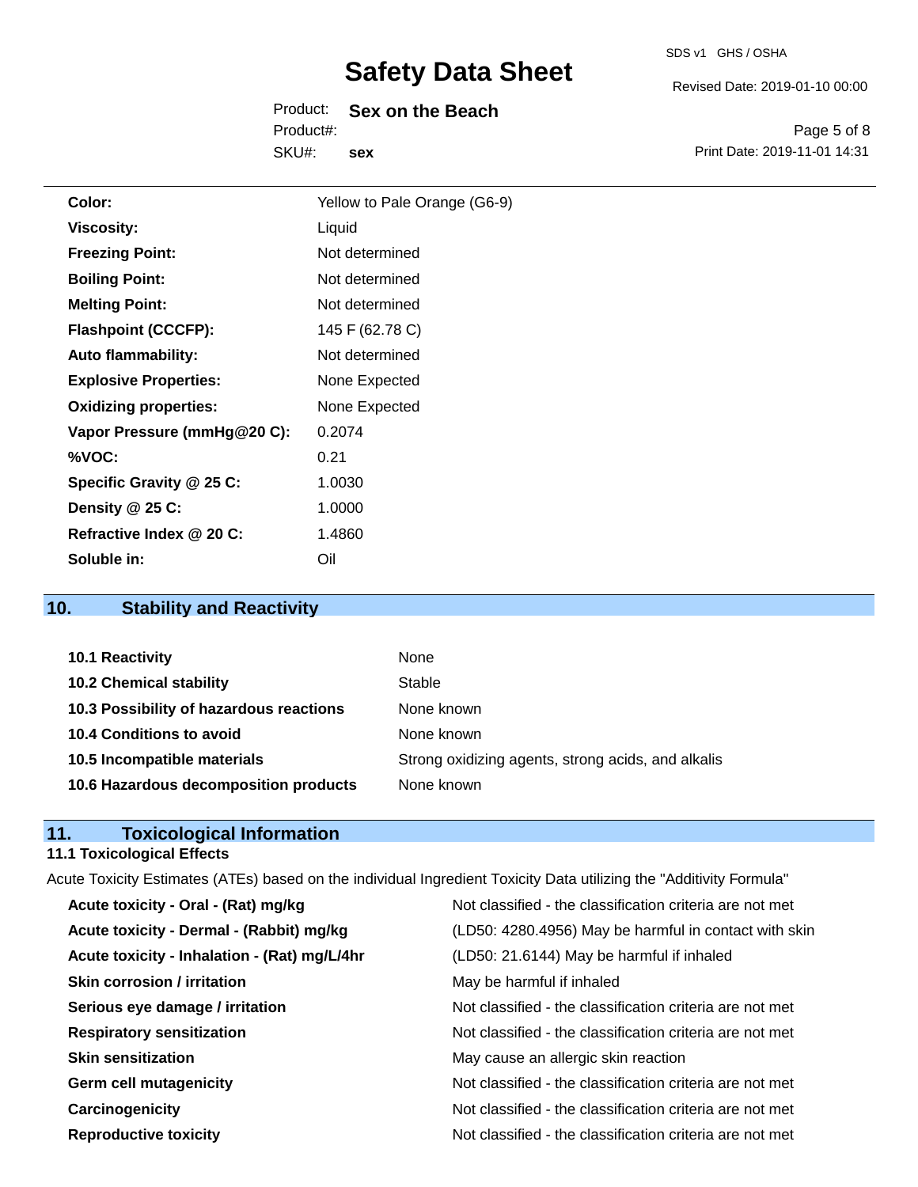| | |
|---|---|
| **Color:** | Yellow to Pale Orange (G6-9) |
| **Viscosity:** | Liquid |
| **Freezing Point:** | Not determined |
| **Boiling Point:** | Not determined |
| **Melting Point:** | Not determined |
| **Flashpoint (CCCFP):** | 145 F (62.78 C) |
| **Auto flammability:** | Not determined |
| **Explosive Properties:** | None Expected |
| **Oxidizing properties:** | None Expected |
| **Vapor Pressure (mmHg@20 C):** | 0.2074 |
| **%VOC:** | 0.21 |
| **Specific Gravity @ 25 C:** | 1.0030 |
| **Density @ 25 C:** | 1.0000 |
| **Refractive Index @ 20 C:** | 1.4860 |
| **Soluble in:** | Oil |

## 10. Stability and Reactivity

| | |
|---|---|
| **10.1 Reactivity** | None |
| **10.2 Chemical stability** | Stable |
| **10.3 Possibility of hazardous reactions** | None known |
| **10.4 Conditions to avoid** | None known |
| **10.5 Incompatible materials** | Strong oxidizing agents, strong acids, and alkalis |
| **10.6 Hazardous decomposition products** | None known |

## 11. Toxicological Information

### 11.1 Toxicological Effects

Acute Toxicity Estimates (ATEs) based on the individual Ingredient Toxicity Data utilizing the "Additivity Formula"

| | |
|---|---|
| **Acute toxicity - Oral - (Rat) mg/kg** | Not classified - the classification criteria are not met |
| **Acute toxicity - Dermal - (Rabbit) mg/kg** | (LD50: 4280.4956) May be harmful in contact with skin |
| **Acute toxicity - Inhalation - (Rat) mg/L/4hr** | (LD50: 21.6144) May be harmful if inhaled |
| **Skin corrosion / irritation** | May be harmful if inhaled |
| **Serious eye damage / irritation** | Not classified - the classification criteria are not met |
| **Respiratory sensitization** | Not classified - the classification criteria are not met |
| **Skin sensitization** | May cause an allergic skin reaction |
| **Germ cell mutagenicity** | Not classified - the classification criteria are not met |
| **Carcinogenicity** | Not classified - the classification criteria are not met |
| **Reproductive toxicity** | Not classified - the classification criteria are not met |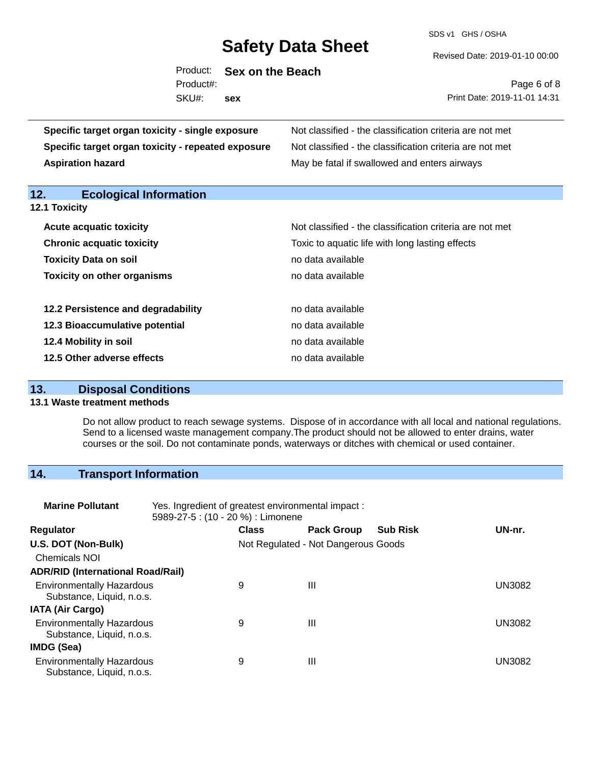| | |
|---|---|
| **Specific target organ toxicity - single exposure** | Not classified - the classification criteria are not met |
| **Specific target organ toxicity - repeated exposure** | Not classified - the classification criteria are not met |
| **Aspiration hazard** | May be fatal if swallowed and enters airways |

## 12. Ecological Information

### 12.1 Toxicity

| | |
|---|---|
| **Acute acquatic toxicity** | Not classified - the classification criteria are not met |
| **Chronic acquatic toxicity** | Toxic to aquatic life with long lasting effects |
| **Toxicity Data on soil** | no data available |
| **Toxicity on other organisms** | no data available |

| | |
|---|---|
| **12.2 Persistence and degradability** | no data available |
| **12.3 Bioaccumulative potential** | no data available |
| **12.4 Mobility in soil** | no data available |
| **12.5 Other adverse effects** | no data available |

## 13. Disposal Conditions

### 13.1 Waste treatment methods

Do not allow product to reach sewage systems. Dispose of in accordance with all local and national regulations. Send to a licensed waste management company.The product should not be allowed to enter drains, water courses or the soil. Do not contaminate ponds, waterways or ditches with chemical or used container.

## 14. Transport Information

**Marine Pollutant** Yes. Ingredient of greatest environmental impact : 5989-27-5 : (10 - 20 %) : Limonene

| Regulator | Class | Pack Group | Sub Risk | UN-nr. |
|---|---|---|---|---|
| **U.S. DOT (Non-Bulk)** | Not Regulated - Not Dangerous Goods | | | |
| Chemicals NOI | | | | |
| **ADR/RID (International Road/Rail)** | | | | |
| Environmentally Hazardous Substance, Liquid, n.o.s. | 9 | III | | UN3082 |
| **IATA (Air Cargo)** | | | | |
| Environmentally Hazardous Substance, Liquid, n.o.s. | 9 | III | | UN3082 |
| **IMDG (Sea)** | | | | |
| Environmentally Hazardous Substance, Liquid, n.o.s. | 9 | III | | UN3082 |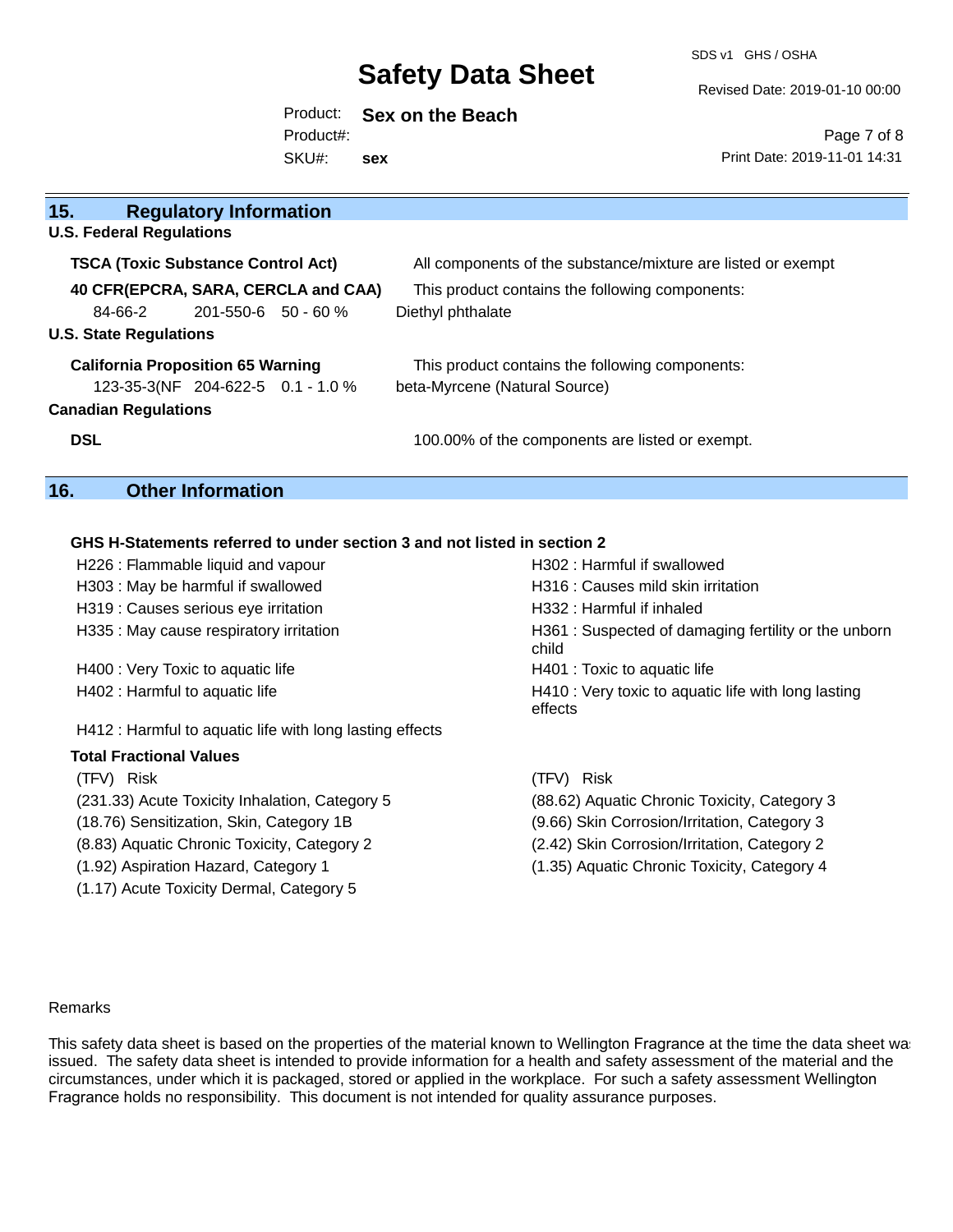## 15. Regulatory Information

**U.S. Federal Regulations**

| | | | |
|---|---|---|---|
| **TSCA (Toxic Substance Control Act)** | | | All components of the substance/mixture are listed or exempt |
| **40 CFR(EPCRA, SARA, CERCLA and CAA)** | | | This product contains the following components: |
| 84-66-2 | 201-550-6 | 50 - 60 % | Diethyl phthalate |

**U.S. State Regulations**

| | | | |
|---|---|---|---|
| **California Proposition 65 Warning** | | | This product contains the following components: |
| 123-35-3(NF | 204-622-5 | 0.1 - 1.0 % | beta-Myrcene (Natural Source) |

**Canadian Regulations**

| | |
|---|---|
| **DSL** | 100.00% of the components are listed or exempt. |

## 16. Other Information

**GHS H-Statements referred to under section 3 and not listed in section 2**

- H226 : Flammable liquid and vapour
- H302 : Harmful if swallowed
- H303 : May be harmful if swallowed
- H316 : Causes mild skin irritation
- H319 : Causes serious eye irritation
- H332 : Harmful if inhaled
- H335 : May cause respiratory irritation
- H361 : Suspected of damaging fertility or the unborn child
- H400 : Very Toxic to aquatic life
- H401 : Toxic to aquatic life
- H402 : Harmful to aquatic life
- H410 : Very toxic to aquatic life with long lasting effects
- H412 : Harmful to aquatic life with long lasting effects

**Total Fractional Values**

| (TFV) Risk | (TFV) Risk |
|---|---|
| (231.33) Acute Toxicity Inhalation, Category 5 | (88.62) Aquatic Chronic Toxicity, Category 3 |
| (18.76) Sensitization, Skin, Category 1B | (9.66) Skin Corrosion/Irritation, Category 3 |
| (8.83) Aquatic Chronic Toxicity, Category 2 | (2.42) Skin Corrosion/Irritation, Category 2 |
| (1.92) Aspiration Hazard, Category 1 | (1.35) Aquatic Chronic Toxicity, Category 4 |
| (1.17) Acute Toxicity Dermal, Category 5 | |

Remarks

This safety data sheet is based on the properties of the material known to Wellington Fragrance at the time the data sheet was issued. The safety data sheet is intended to provide information for a health and safety assessment of the material and the circumstances, under which it is packaged, stored or applied in the workplace. For such a safety assessment Wellington Fragrance holds no responsibility. This document is not intended for quality assurance purposes.